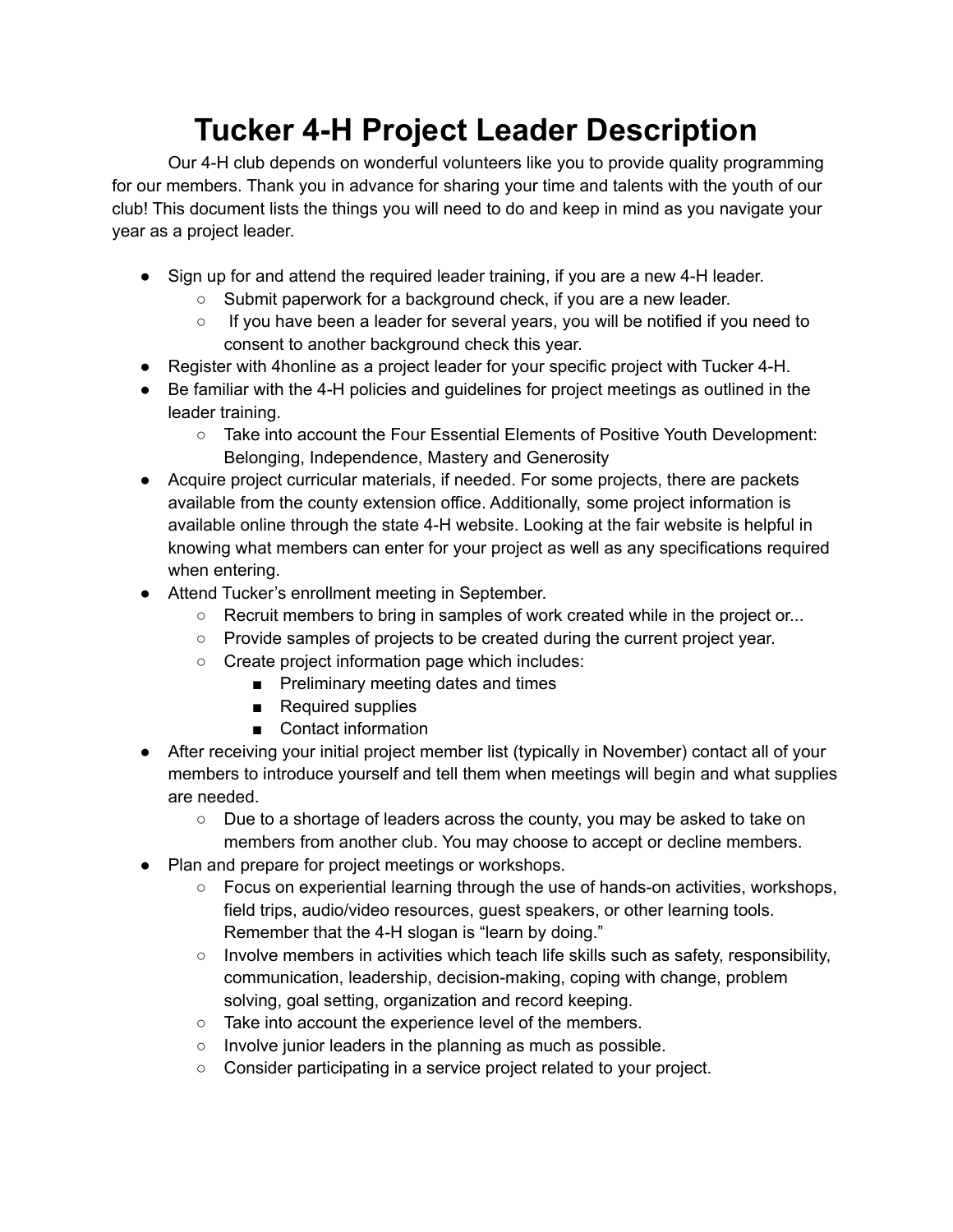# Tucker 4-H Project Leader Description

Our 4-H club depends on wonderful volunteers like you to provide quality programming for our members. Thank you in advance for sharing your time and talents with the youth of our club! This document lists the things you will need to do and keep in mind as you navigate your year as a project leader.

- Sign up for and attend the required leader training, if you are a new 4-H leader.
    - Submit paperwork for a background check, if you are a new leader.
    - If you have been a leader for several years, you will be notified if you need to consent to another background check this year.
- Register with 4honline as a project leader for your specific project with Tucker 4-H.
- Be familiar with the 4-H policies and guidelines for project meetings as outlined in the leader training.
    - Take into account the Four Essential Elements of Positive Youth Development: Belonging, Independence, Mastery and Generosity
- Acquire project curricular materials, if needed. For some projects, there are packets available from the county extension office. Additionally, some project information is available online through the state 4-H website. Looking at the fair website is helpful in knowing what members can enter for your project as well as any specifications required when entering.
- Attend Tucker's enrollment meeting in September.
    - Recruit members to bring in samples of work created while in the project or...
    - Provide samples of projects to be created during the current project year.
    - Create project information page which includes:
        - Preliminary meeting dates and times
        - Required supplies
        - Contact information
- After receiving your initial project member list (typically in November) contact all of your members to introduce yourself and tell them when meetings will begin and what supplies are needed.
    - Due to a shortage of leaders across the county, you may be asked to take on members from another club. You may choose to accept or decline members.
- Plan and prepare for project meetings or workshops.
    - Focus on experiential learning through the use of hands-on activities, workshops, field trips, audio/video resources, guest speakers, or other learning tools. Remember that the 4-H slogan is "learn by doing."
    - Involve members in activities which teach life skills such as safety, responsibility, communication, leadership, decision-making, coping with change, problem solving, goal setting, organization and record keeping.
    - Take into account the experience level of the members.
    - Involve junior leaders in the planning as much as possible.
    - Consider participating in a service project related to your project.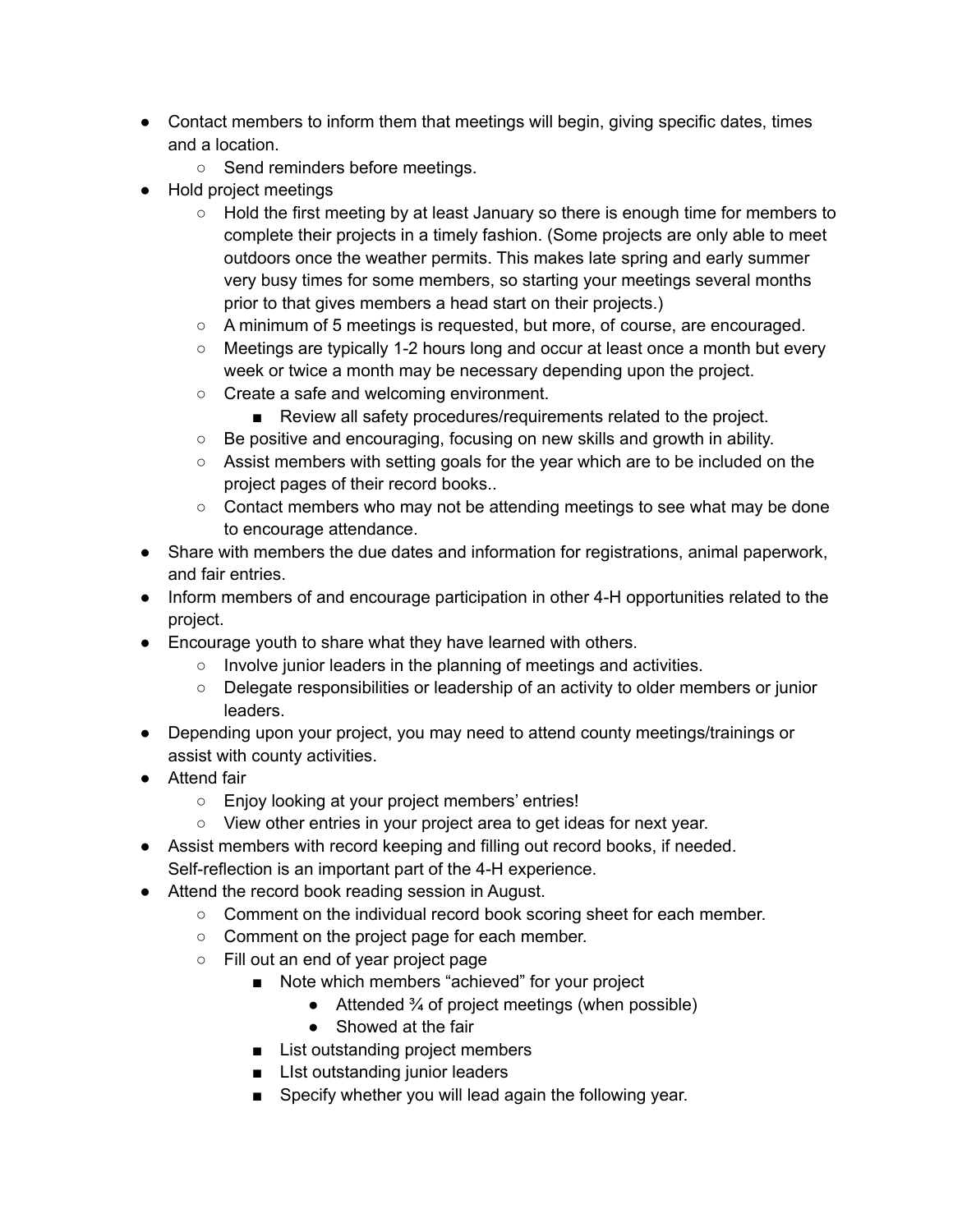- Contact members to inform them that meetings will begin, giving specific dates, times and a location.
    - Send reminders before meetings.
- Hold project meetings
    - Hold the first meeting by at least January so there is enough time for members to complete their projects in a timely fashion. (Some projects are only able to meet outdoors once the weather permits. This makes late spring and early summer very busy times for some members, so starting your meetings several months prior to that gives members a head start on their projects.)
    - A minimum of 5 meetings is requested, but more, of course, are encouraged.
    - Meetings are typically 1-2 hours long and occur at least once a month but every week or twice a month may be necessary depending upon the project.
    - Create a safe and welcoming environment.
        - Review all safety procedures/requirements related to the project.
    - Be positive and encouraging, focusing on new skills and growth in ability.
    - Assist members with setting goals for the year which are to be included on the project pages of their record books..
    - Contact members who may not be attending meetings to see what may be done to encourage attendance.
- Share with members the due dates and information for registrations, animal paperwork, and fair entries.
- Inform members of and encourage participation in other 4-H opportunities related to the project.
- Encourage youth to share what they have learned with others.
    - Involve junior leaders in the planning of meetings and activities.
    - Delegate responsibilities or leadership of an activity to older members or junior leaders.
- Depending upon your project, you may need to attend county meetings/trainings or assist with county activities.
- Attend fair
    - Enjoy looking at your project members' entries!
    - View other entries in your project area to get ideas for next year.
- Assist members with record keeping and filling out record books, if needed.
  Self-reflection is an important part of the 4-H experience.
- Attend the record book reading session in August.
    - Comment on the individual record book scoring sheet for each member.
    - Comment on the project page for each member.
    - Fill out an end of year project page
        - Note which members "achieved" for your project
            - Attended ¾ of project meetings (when possible)
            - Showed at the fair
        - List outstanding project members
        - LIst outstanding junior leaders
        - Specify whether you will lead again the following year.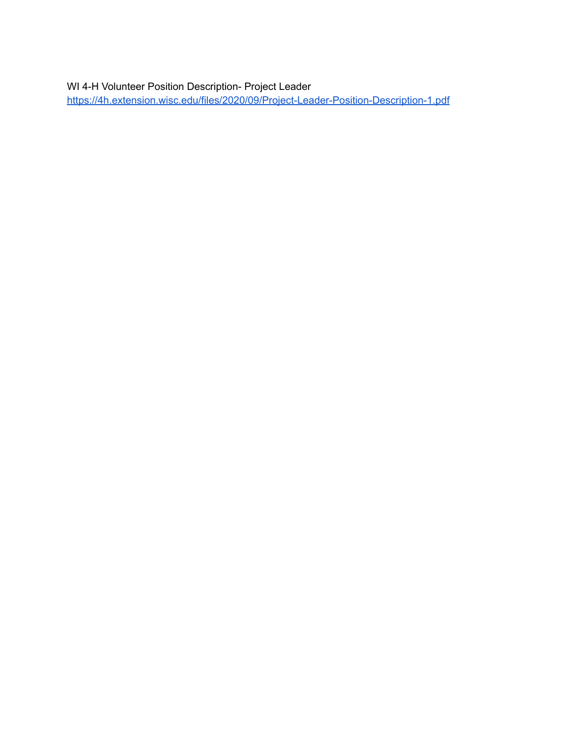WI 4-H Volunteer Position Description- Project Leader
https://4h.extension.wisc.edu/files/2020/09/Project-Leader-Position-Description-1.pdf